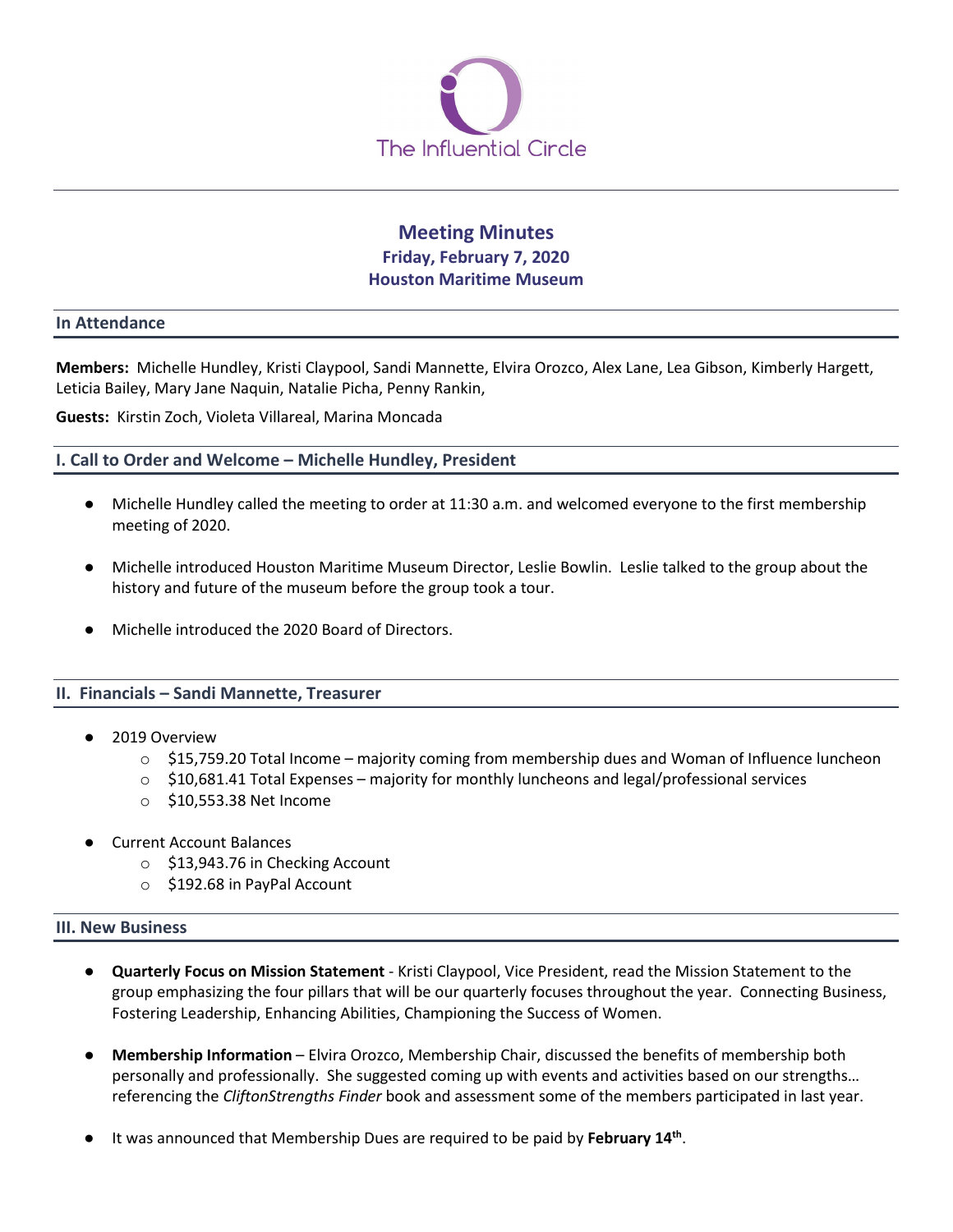The Influential Circle

# Meeting Minutes

**Friday, February 7, 2020**

**Houston Maritime Museum**

## In Attendance

**Members:** Michelle Hundley, Kristi Claypool, Sandi Mannette, Elvira Orozco, Alex Lane, Lea Gibson, Kimberly Hargett, Leticia Bailey, Mary Jane Naquin, Natalie Picha, Penny Rankin,

**Guests:** Kirstin Zoch, Violeta Villareal, Marina Moncada

## I. Call to Order and Welcome – Michelle Hundley, President

- Michelle Hundley called the meeting to order at 11:30 a.m. and welcomed everyone to the first membership meeting of 2020.
- Michelle introduced Houston Maritime Museum Director, Leslie Bowlin. Leslie talked to the group about the history and future of the museum before the group took a tour.
- Michelle introduced the 2020 Board of Directors.

## II. Financials – Sandi Mannette, Treasurer

- 2019 Overview
  - $15,759.20 Total Income – majority coming from membership dues and Woman of Influence luncheon
  - $10,681.41 Total Expenses – majority for monthly luncheons and legal/professional services
  - $10,553.38 Net Income
- Current Account Balances
  - $13,943.76 in Checking Account
  - $192.68 in PayPal Account

## III. New Business

- **Quarterly Focus on Mission Statement** - Kristi Claypool, Vice President, read the Mission Statement to the group emphasizing the four pillars that will be our quarterly focuses throughout the year. Connecting Business, Fostering Leadership, Enhancing Abilities, Championing the Success of Women.
- **Membership Information** – Elvira Orozco, Membership Chair, discussed the benefits of membership both personally and professionally. She suggested coming up with events and activities based on our strengths… referencing the *CliftonStrengths Finder* book and assessment some of the members participated in last year.
- It was announced that Membership Dues are required to be paid by **February 14th**.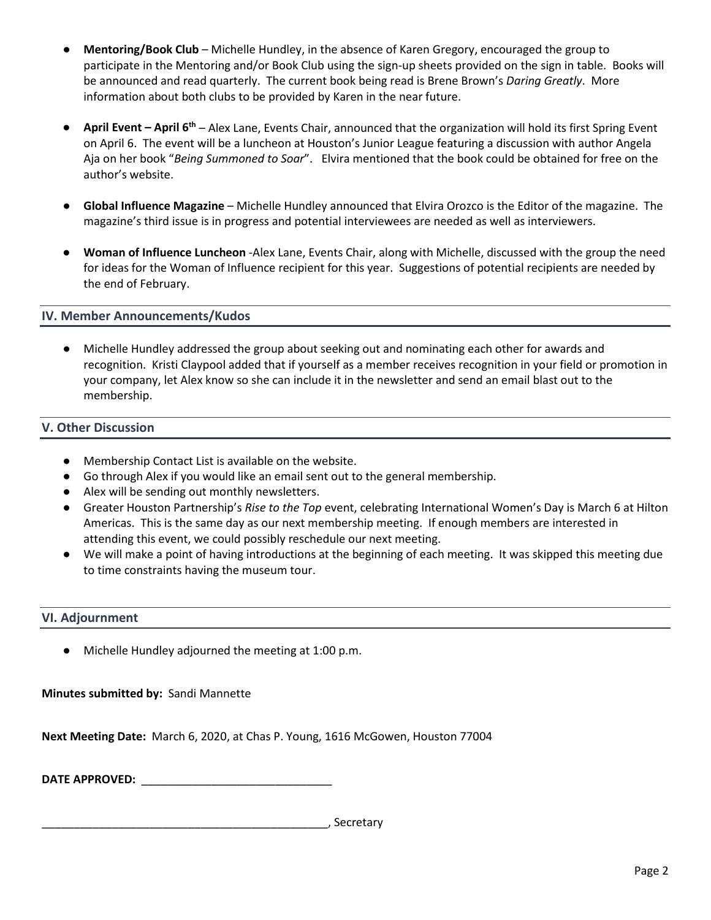- **Mentoring/Book Club** – Michelle Hundley, in the absence of Karen Gregory, encouraged the group to participate in the Mentoring and/or Book Club using the sign-up sheets provided on the sign in table. Books will be announced and read quarterly. The current book being read is Brene Brown's *Daring Greatly*. More information about both clubs to be provided by Karen in the near future.

- **April Event – April 6th** – Alex Lane, Events Chair, announced that the organization will hold its first Spring Event on April 6. The event will be a luncheon at Houston's Junior League featuring a discussion with author Angela Aja on her book "*Being Summoned to Soar*". Elvira mentioned that the book could be obtained for free on the author's website.

- **Global Influence Magazine** – Michelle Hundley announced that Elvira Orozco is the Editor of the magazine. The magazine's third issue is in progress and potential interviewees are needed as well as interviewers.

- **Woman of Influence Luncheon** -Alex Lane, Events Chair, along with Michelle, discussed with the group the need for ideas for the Woman of Influence recipient for this year. Suggestions of potential recipients are needed by the end of February.

## IV. Member Announcements/Kudos

- Michelle Hundley addressed the group about seeking out and nominating each other for awards and recognition. Kristi Claypool added that if yourself as a member receives recognition in your field or promotion in your company, let Alex know so she can include it in the newsletter and send an email blast out to the membership.

## V. Other Discussion

- Membership Contact List is available on the website.
- Go through Alex if you would like an email sent out to the general membership.
- Alex will be sending out monthly newsletters.
- Greater Houston Partnership's *Rise to the Top* event, celebrating International Women's Day is March 6 at Hilton Americas. This is the same day as our next membership meeting. If enough members are interested in attending this event, we could possibly reschedule our next meeting.
- We will make a point of having introductions at the beginning of each meeting. It was skipped this meeting due to time constraints having the museum tour.

## VI. Adjournment

- Michelle Hundley adjourned the meeting at 1:00 p.m.

**Minutes submitted by:** Sandi Mannette

**Next Meeting Date:** March 6, 2020, at Chas P. Young, 1616 McGowen, Houston 77004

**DATE APPROVED:** ______________________________

______________________________________________, Secretary